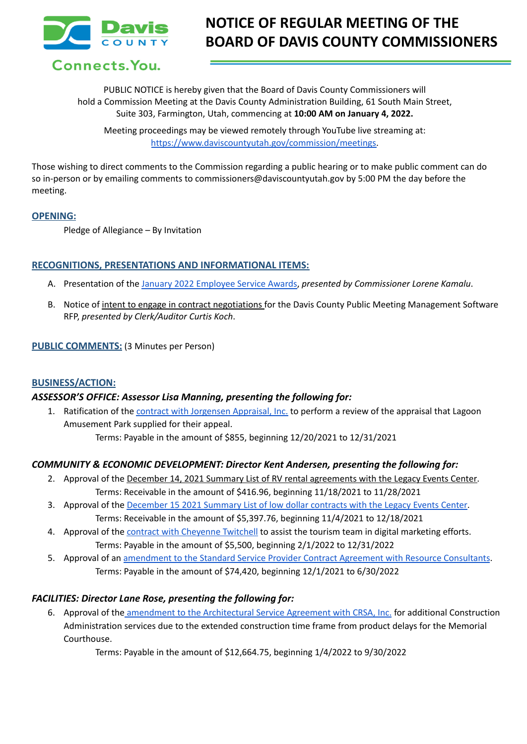Davis COUNTY

Connects.You.

# NOTICE OF REGULAR MEETING OF THE BOARD OF DAVIS COUNTY COMMISSIONERS

PUBLIC NOTICE is hereby given that the Board of Davis County Commissioners will hold a Commission Meeting at the Davis County Administration Building, 61 South Main Street, Suite 303, Farmington, Utah, commencing at **10:00 AM on January 4, 2022.**

Meeting proceedings may be viewed remotely through YouTube live streaming at: https://www.daviscountyutah.gov/commission/meetings.

Those wishing to direct comments to the Commission regarding a public hearing or to make public comment can do so in-person or by emailing comments to commissioners@daviscountyutah.gov by 5:00 PM the day before the meeting.

## OPENING:

Pledge of Allegiance – By Invitation

## RECOGNITIONS, PRESENTATIONS AND INFORMATIONAL ITEMS:

A. Presentation of the January 2022 Employee Service Awards, *presented by Commissioner Lorene Kamalu*.

B. Notice of intent to engage in contract negotiations for the Davis County Public Meeting Management Software RFP, *presented by Clerk/Auditor Curtis Koch*.

## PUBLIC COMMENTS: (3 Minutes per Person)

## BUSINESS/ACTION:

### *ASSESSOR'S OFFICE: Assessor Lisa Manning, presenting the following for:*

1. Ratification of the contract with Jorgensen Appraisal, Inc. to perform a review of the appraisal that Lagoon Amusement Park supplied for their appeal.
   Terms: Payable in the amount of $855, beginning 12/20/2021 to 12/31/2021

### *COMMUNITY & ECONOMIC DEVELOPMENT: Director Kent Andersen, presenting the following for:*

2. Approval of the December 14, 2021 Summary List of RV rental agreements with the Legacy Events Center.
   Terms: Receivable in the amount of $416.96, beginning 11/18/2021 to 11/28/2021
3. Approval of the December 15 2021 Summary List of low dollar contracts with the Legacy Events Center.
   Terms: Receivable in the amount of $5,397.76, beginning 11/4/2021 to 12/18/2021
4. Approval of the contract with Cheyenne Twitchell to assist the tourism team in digital marketing efforts.
   Terms: Payable in the amount of $5,500, beginning 2/1/2022 to 12/31/2022
5. Approval of an amendment to the Standard Service Provider Contract Agreement with Resource Consultants.
   Terms: Payable in the amount of $74,420, beginning 12/1/2021 to 6/30/2022

### *FACILITIES: Director Lane Rose, presenting the following for:*

6. Approval of the amendment to the Architectural Service Agreement with CRSA, Inc. for additional Construction Administration services due to the extended construction time frame from product delays for the Memorial Courthouse.
   Terms: Payable in the amount of $12,664.75, beginning 1/4/2022 to 9/30/2022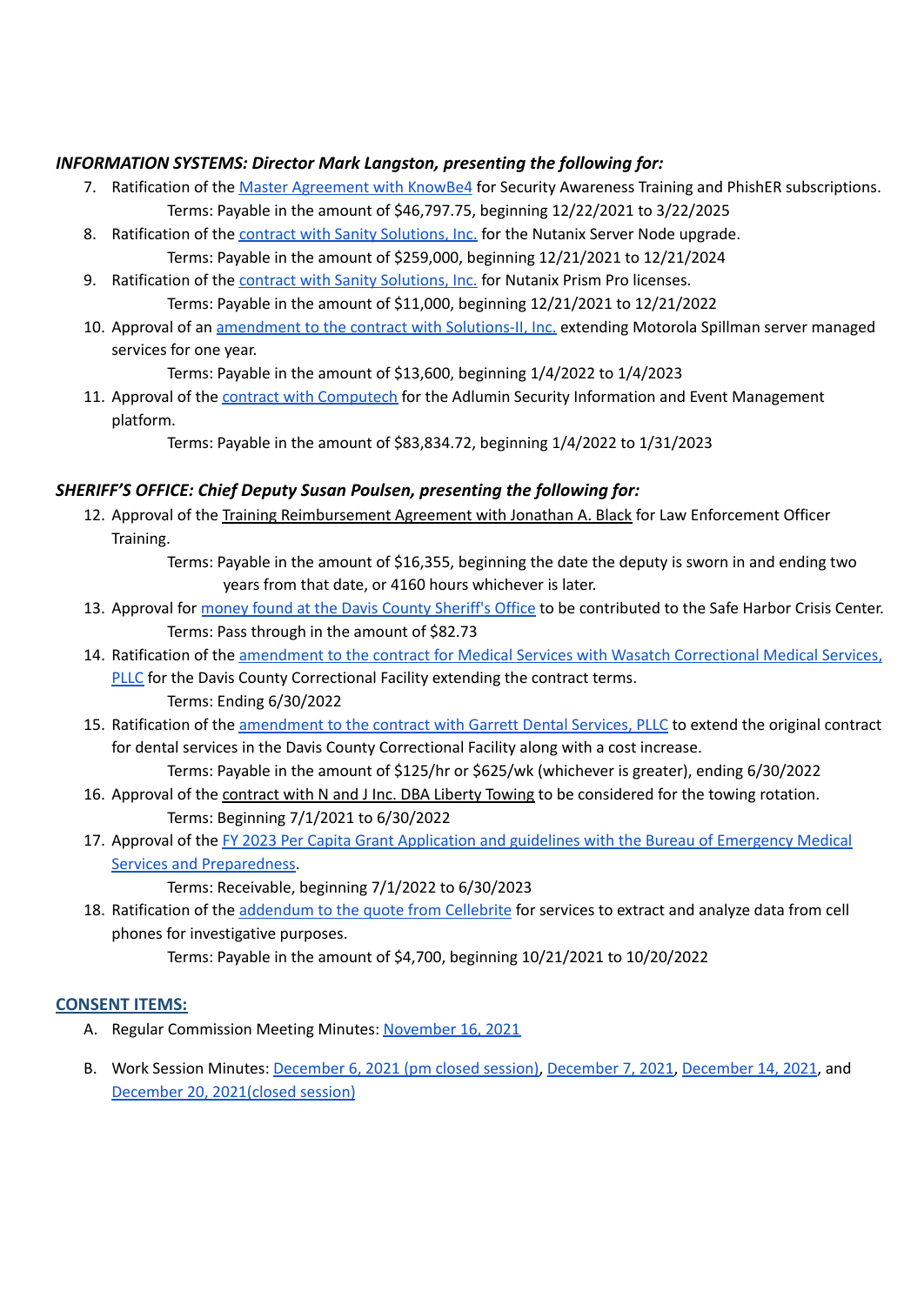***INFORMATION SYSTEMS: Director Mark Langston, presenting the following for:***

7. Ratification of the Master Agreement with KnowBe4 for Security Awareness Training and PhishER subscriptions.
    Terms: Payable in the amount of $46,797.75, beginning 12/22/2021 to 3/22/2025
8. Ratification of the contract with Sanity Solutions, Inc. for the Nutanix Server Node upgrade.
    Terms: Payable in the amount of $259,000, beginning 12/21/2021 to 12/21/2024
9. Ratification of the contract with Sanity Solutions, Inc. for Nutanix Prism Pro licenses.
    Terms: Payable in the amount of $11,000, beginning 12/21/2021 to 12/21/2022
10. Approval of an amendment to the contract with Solutions-II, Inc. extending Motorola Spillman server managed services for one year.
    Terms: Payable in the amount of $13,600, beginning 1/4/2022 to 1/4/2023
11. Approval of the contract with Computech for the Adlumin Security Information and Event Management platform.
    Terms: Payable in the amount of $83,834.72, beginning 1/4/2022 to 1/31/2023

***SHERIFF'S OFFICE: Chief Deputy Susan Poulsen, presenting the following for:***

12. Approval of the Training Reimbursement Agreement with Jonathan A. Black for Law Enforcement Officer Training.
    Terms: Payable in the amount of $16,355, beginning the date the deputy is sworn in and ending two years from that date, or 4160 hours whichever is later.
13. Approval for money found at the Davis County Sheriff's Office to be contributed to the Safe Harbor Crisis Center.
    Terms: Pass through in the amount of $82.73
14. Ratification of the amendment to the contract for Medical Services with Wasatch Correctional Medical Services, PLLC for the Davis County Correctional Facility extending the contract terms.
    Terms: Ending 6/30/2022
15. Ratification of the amendment to the contract with Garrett Dental Services, PLLC to extend the original contract for dental services in the Davis County Correctional Facility along with a cost increase.
    Terms: Payable in the amount of $125/hr or $625/wk (whichever is greater), ending 6/30/2022
16. Approval of the contract with N and J Inc. DBA Liberty Towing to be considered for the towing rotation.
    Terms: Beginning 7/1/2021 to 6/30/2022
17. Approval of the FY 2023 Per Capita Grant Application and guidelines with the Bureau of Emergency Medical Services and Preparedness.
    Terms: Receivable, beginning 7/1/2022 to 6/30/2023
18. Ratification of the addendum to the quote from Cellebrite for services to extract and analyze data from cell phones for investigative purposes.
    Terms: Payable in the amount of $4,700, beginning 10/21/2021 to 10/20/2022

**CONSENT ITEMS:**

A. Regular Commission Meeting Minutes: November 16, 2021

B. Work Session Minutes: December 6, 2021 (pm closed session), December 7, 2021, December 14, 2021, and December 20, 2021(closed session)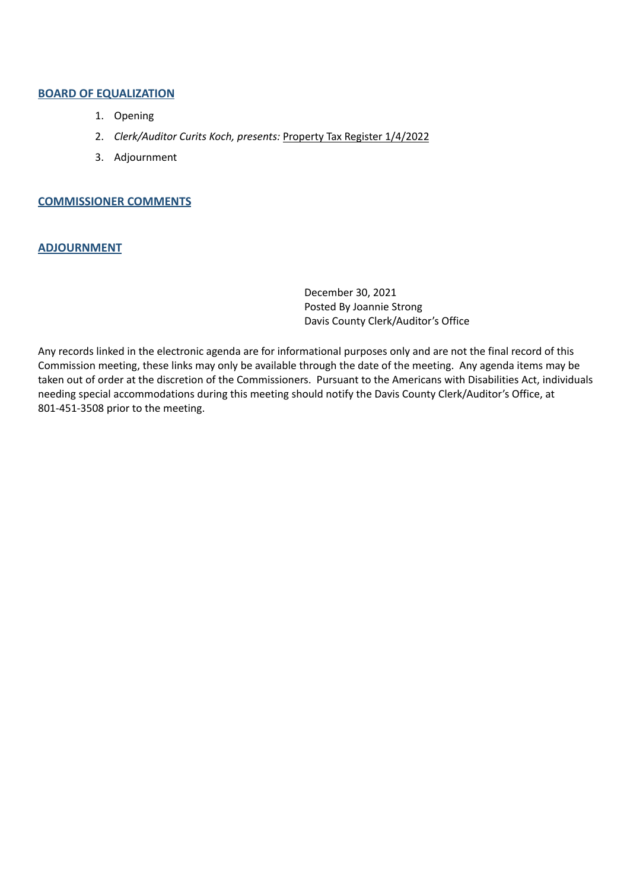## BOARD OF EQUALIZATION

1. Opening
2. *Clerk/Auditor Curits Koch, presents:* Property Tax Register 1/4/2022
3. Adjournment

## COMMISSIONER COMMENTS

## ADJOURNMENT

December 30, 2021
Posted By Joannie Strong
Davis County Clerk/Auditor's Office

Any records linked in the electronic agenda are for informational purposes only and are not the final record of this Commission meeting, these links may only be available through the date of the meeting. Any agenda items may be taken out of order at the discretion of the Commissioners. Pursuant to the Americans with Disabilities Act, individuals needing special accommodations during this meeting should notify the Davis County Clerk/Auditor's Office, at 801-451-3508 prior to the meeting.